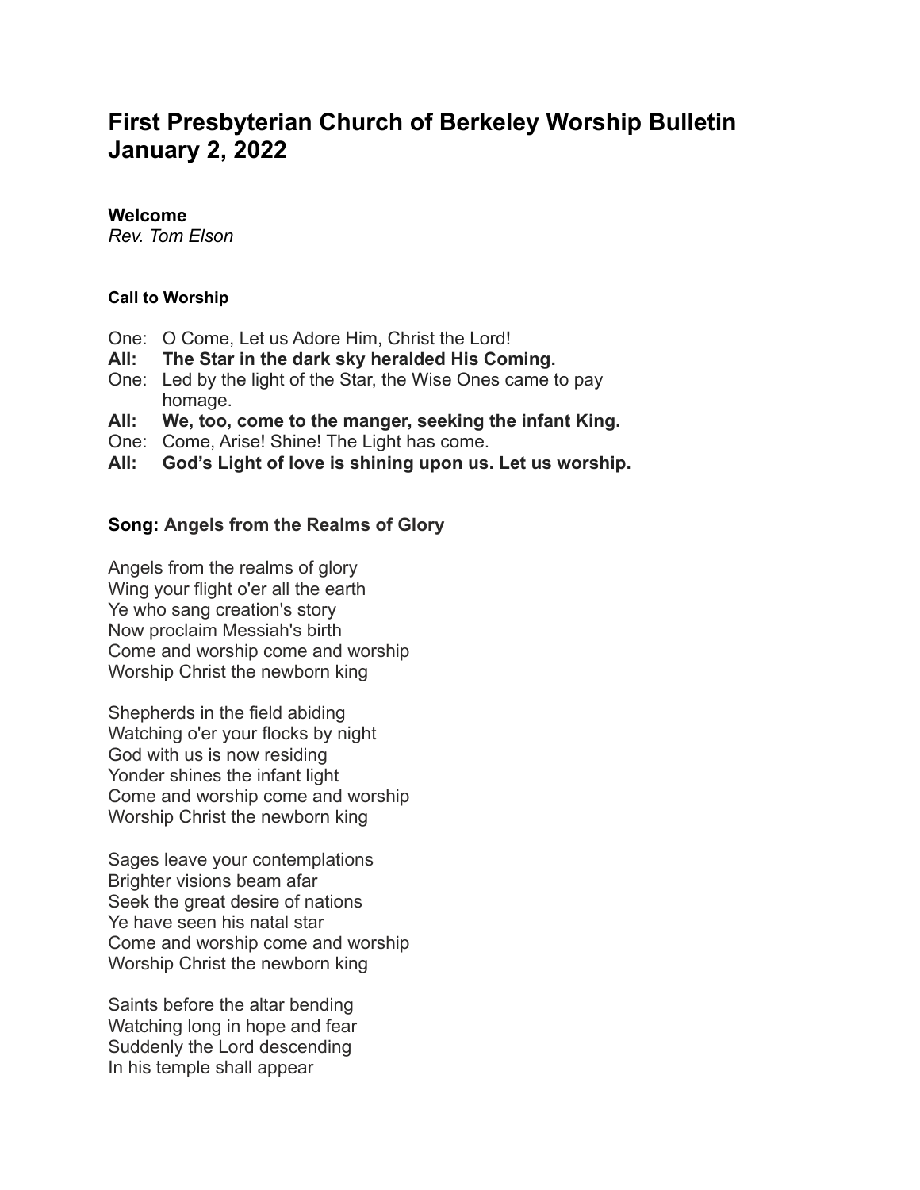# First Presbyterian Church of Berkeley Worship Bulletin
# January 2, 2022

**Welcome**
*Rev. Tom Elson*

**Call to Worship**

One: O Come, Let us Adore Him, Christ the Lord!
**All: The Star in the dark sky heralded His Coming.**
One: Led by the light of the Star, the Wise Ones came to pay homage.
**All: We, too, come to the manger, seeking the infant King.**
One: Come, Arise! Shine! The Light has come.
**All: God's Light of love is shining upon us. Let us worship.**

**Song: Angels from the Realms of Glory**

Angels from the realms of glory
Wing your flight o'er all the earth
Ye who sang creation's story
Now proclaim Messiah's birth
Come and worship come and worship
Worship Christ the newborn king

Shepherds in the field abiding
Watching o'er your flocks by night
God with us is now residing
Yonder shines the infant light
Come and worship come and worship
Worship Christ the newborn king

Sages leave your contemplations
Brighter visions beam afar
Seek the great desire of nations
Ye have seen his natal star
Come and worship come and worship
Worship Christ the newborn king

Saints before the altar bending
Watching long in hope and fear
Suddenly the Lord descending
In his temple shall appear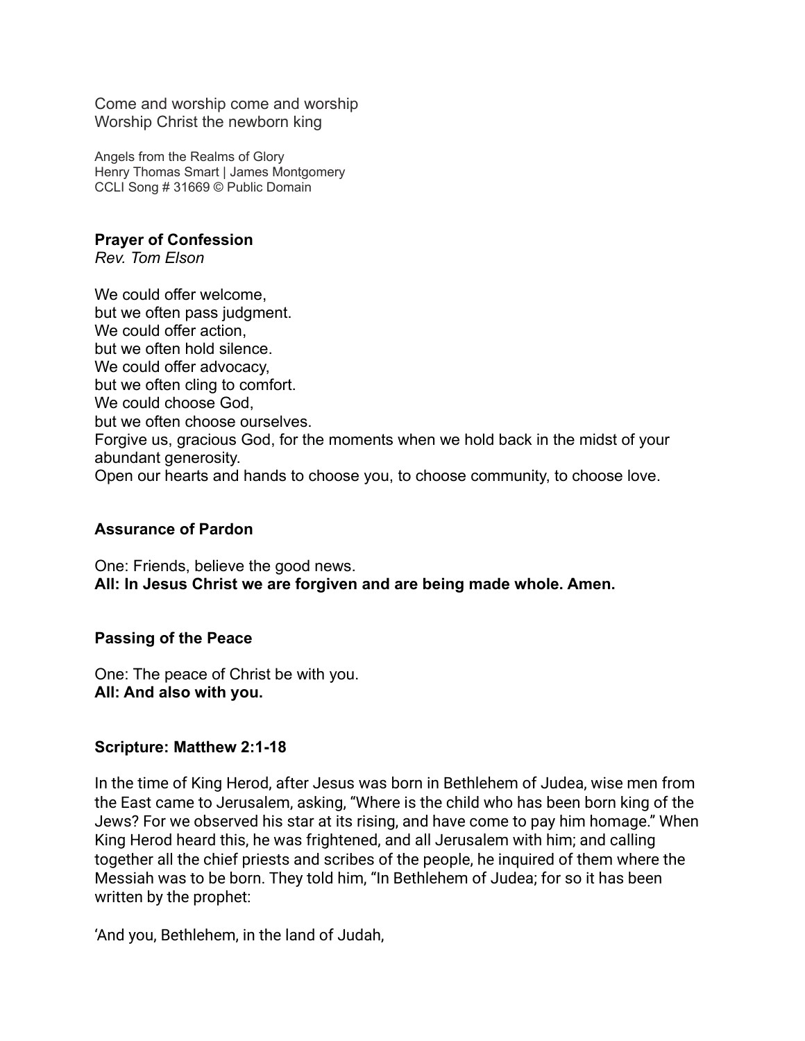Come and worship come and worship
Worship Christ the newborn king

Angels from the Realms of Glory
Henry Thomas Smart | James Montgomery
CCLI Song # 31669 © Public Domain

**Prayer of Confession**
*Rev. Tom Elson*

We could offer welcome,
but we often pass judgment.
We could offer action,
but we often hold silence.
We could offer advocacy,
but we often cling to comfort.
We could choose God,
but we often choose ourselves.
Forgive us, gracious God, for the moments when we hold back in the midst of your abundant generosity.
Open our hearts and hands to choose you, to choose community, to choose love.

**Assurance of Pardon**

One: Friends, believe the good news.
**All: In Jesus Christ we are forgiven and are being made whole. Amen.**

**Passing of the Peace**

One: The peace of Christ be with you.
**All: And also with you.**

**Scripture: Matthew 2:1-18**

In the time of King Herod, after Jesus was born in Bethlehem of Judea, wise men from the East came to Jerusalem, asking, "Where is the child who has been born king of the Jews? For we observed his star at its rising, and have come to pay him homage." When King Herod heard this, he was frightened, and all Jerusalem with him; and calling together all the chief priests and scribes of the people, he inquired of them where the Messiah was to be born. They told him, "In Bethlehem of Judea; for so it has been written by the prophet:

'And you, Bethlehem, in the land of Judah,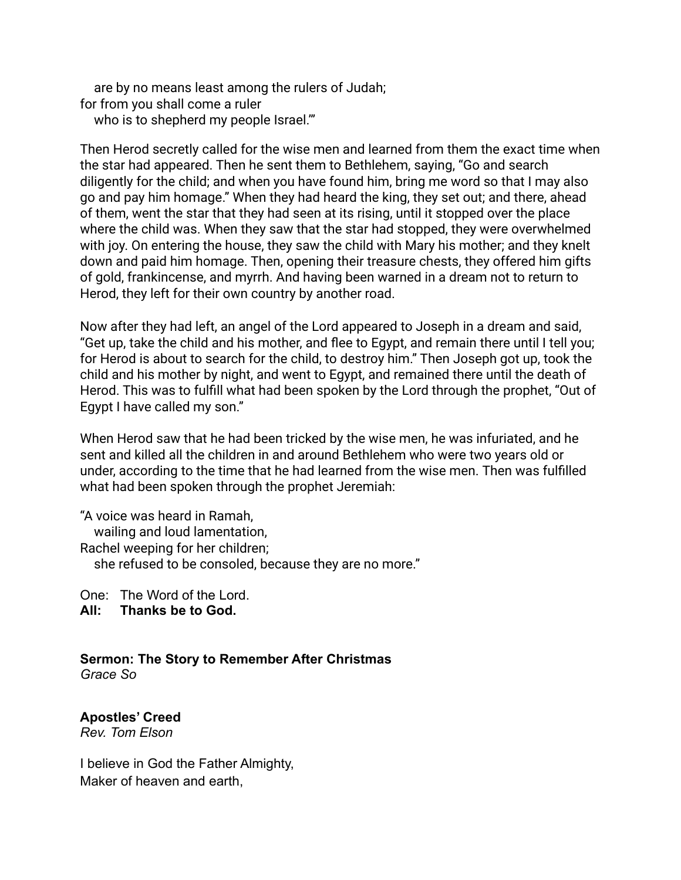are by no means least among the rulers of Judah;  
for from you shall come a ruler  
  who is to shepherd my people Israel.'"

Then Herod secretly called for the wise men and learned from them the exact time when the star had appeared. Then he sent them to Bethlehem, saying, "Go and search diligently for the child; and when you have found him, bring me word so that I may also go and pay him homage." When they had heard the king, they set out; and there, ahead of them, went the star that they had seen at its rising, until it stopped over the place where the child was. When they saw that the star had stopped, they were overwhelmed with joy. On entering the house, they saw the child with Mary his mother; and they knelt down and paid him homage. Then, opening their treasure chests, they offered him gifts of gold, frankincense, and myrrh. And having been warned in a dream not to return to Herod, they left for their own country by another road.

Now after they had left, an angel of the Lord appeared to Joseph in a dream and said, "Get up, take the child and his mother, and flee to Egypt, and remain there until I tell you; for Herod is about to search for the child, to destroy him." Then Joseph got up, took the child and his mother by night, and went to Egypt, and remained there until the death of Herod. This was to fulfill what had been spoken by the Lord through the prophet, "Out of Egypt I have called my son."

When Herod saw that he had been tricked by the wise men, he was infuriated, and he sent and killed all the children in and around Bethlehem who were two years old or under, according to the time that he had learned from the wise men. Then was fulfilled what had been spoken through the prophet Jeremiah:

"A voice was heard in Ramah,  
  wailing and loud lamentation,  
Rachel weeping for her children;  
  she refused to be consoled, because they are no more."

One: The Word of the Lord.  
**All: Thanks be to God.**

**Sermon: The Story to Remember After Christmas**  
*Grace So*

**Apostles' Creed**  
*Rev. Tom Elson*

I believe in God the Father Almighty,  
Maker of heaven and earth,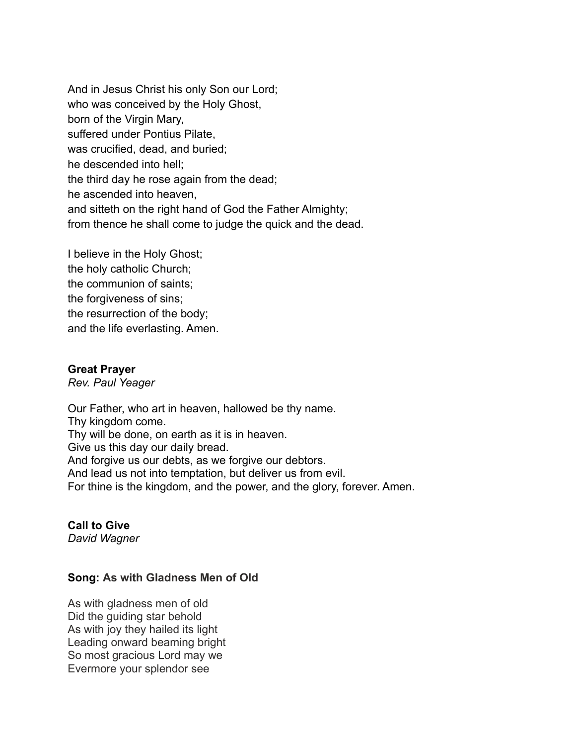And in Jesus Christ his only Son our Lord;  
who was conceived by the Holy Ghost,  
born of the Virgin Mary,  
suffered under Pontius Pilate,  
was crucified, dead, and buried;  
he descended into hell;  
the third day he rose again from the dead;  
he ascended into heaven,  
and sitteth on the right hand of God the Father Almighty;  
from thence he shall come to judge the quick and the dead.

I believe in the Holy Ghost;  
the holy catholic Church;  
the communion of saints;  
the forgiveness of sins;  
the resurrection of the body;  
and the life everlasting. Amen.

**Great Prayer**  
*Rev. Paul Yeager*

Our Father, who art in heaven, hallowed be thy name.  
Thy kingdom come.  
Thy will be done, on earth as it is in heaven.  
Give us this day our daily bread.  
And forgive us our debts, as we forgive our debtors.  
And lead us not into temptation, but deliver us from evil.  
For thine is the kingdom, and the power, and the glory, forever. Amen.

**Call to Give**  
*David Wagner*

**Song: As with Gladness Men of Old**

As with gladness men of old  
Did the guiding star behold  
As with joy they hailed its light  
Leading onward beaming bright  
So most gracious Lord may we  
Evermore your splendor see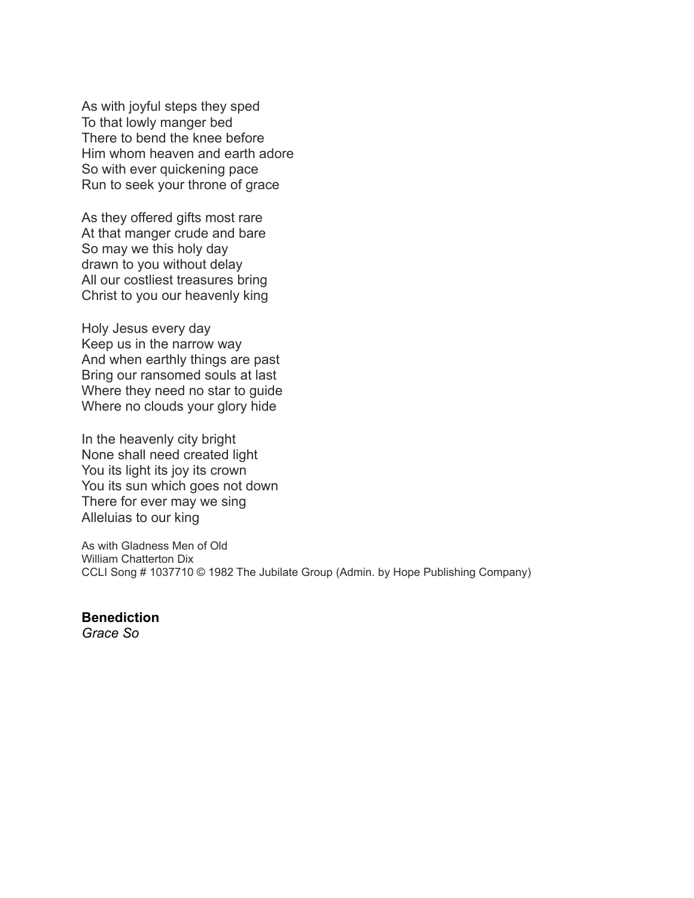As with joyful steps they sped
To that lowly manger bed
There to bend the knee before
Him whom heaven and earth adore
So with ever quickening pace
Run to seek your throne of grace

As they offered gifts most rare
At that manger crude and bare
So may we this holy day
drawn to you without delay
All our costliest treasures bring
Christ to you our heavenly king

Holy Jesus every day
Keep us in the narrow way
And when earthly things are past
Bring our ransomed souls at last
Where they need no star to guide
Where no clouds your glory hide

In the heavenly city bright
None shall need created light
You its light its joy its crown
You its sun which goes not down
There for ever may we sing
Alleluias to our king

As with Gladness Men of Old
William Chatterton Dix
CCLI Song # 1037710 © 1982 The Jubilate Group (Admin. by Hope Publishing Company)

**Benediction**
*Grace So*